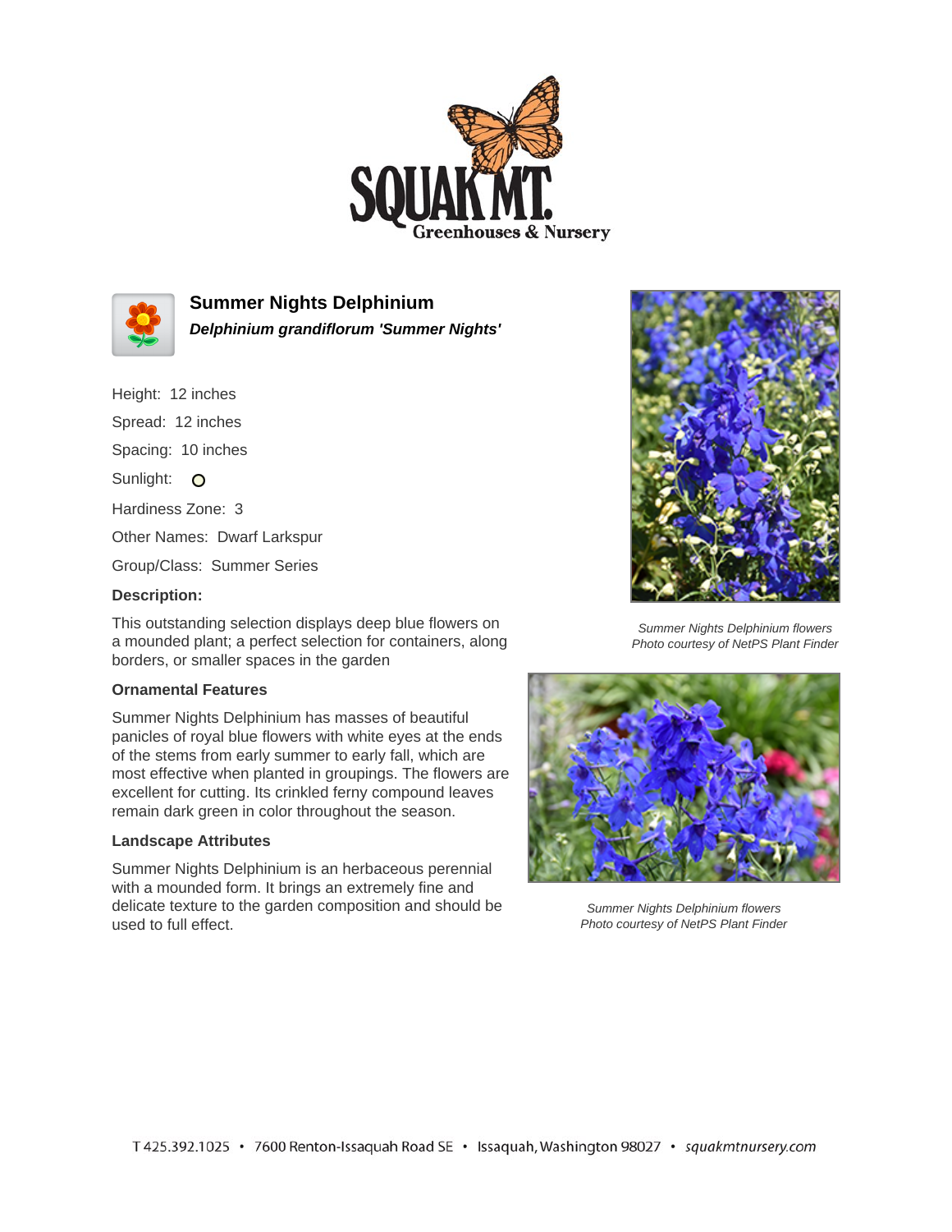# Summer Nights Delphinium

***Delphinium grandiflorum 'Summer Nights'***

Height: 12 inches

Spread: 12 inches

Spacing: 10 inches

Sunlight: O

Hardiness Zone: 3

Other Names: Dwarf Larkspur

Group/Class: Summer Series

**Description:**

This outstanding selection displays deep blue flowers on a mounded plant; a perfect selection for containers, along borders, or smaller spaces in the garden

### Ornamental Features

Summer Nights Delphinium has masses of beautiful panicles of royal blue flowers with white eyes at the ends of the stems from early summer to early fall, which are most effective when planted in groupings. The flowers are excellent for cutting. Its crinkled ferny compound leaves remain dark green in color throughout the season.

### Landscape Attributes

Summer Nights Delphinium is an herbaceous perennial with a mounded form. It brings an extremely fine and delicate texture to the garden composition and should be used to full effect.

*Summer Nights Delphinium flowers*
*Photo courtesy of NetPS Plant Finder*

*Summer Nights Delphinium flowers*
*Photo courtesy of NetPS Plant Finder*

T 425.392.1025 • 7600 Renton-Issaquah Road SE • Issaquah, Washington 98027 • *squakmtnursery.com*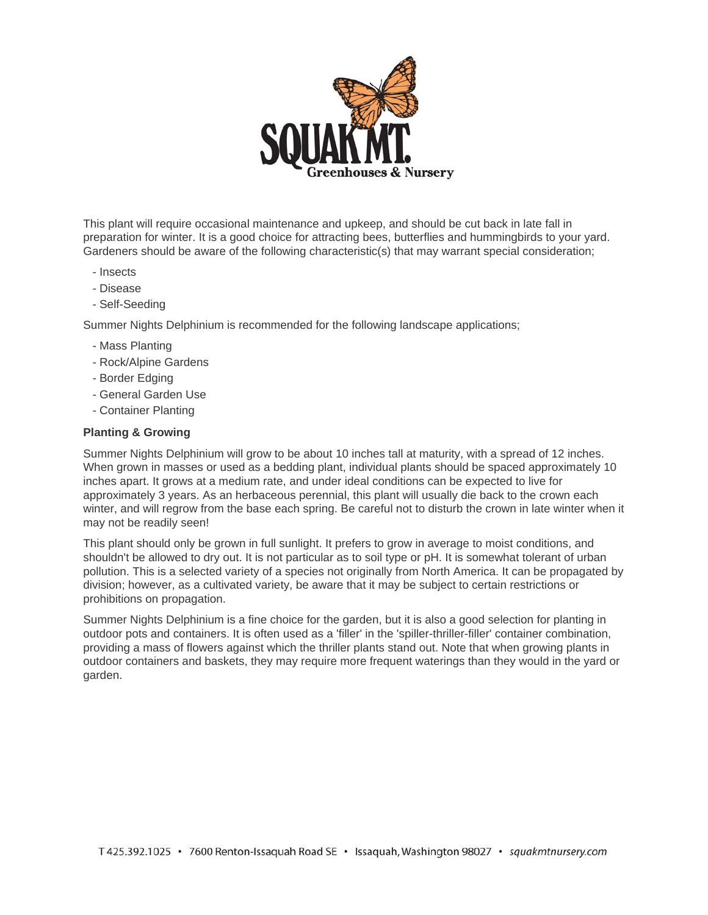This plant will require occasional maintenance and upkeep, and should be cut back in late fall in preparation for winter. It is a good choice for attracting bees, butterflies and hummingbirds to your yard. Gardeners should be aware of the following characteristic(s) that may warrant special consideration;

- Insects
- Disease
- Self-Seeding

Summer Nights Delphinium is recommended for the following landscape applications;

- Mass Planting
- Rock/Alpine Gardens
- Border Edging
- General Garden Use
- Container Planting

**Planting & Growing**

Summer Nights Delphinium will grow to be about 10 inches tall at maturity, with a spread of 12 inches. When grown in masses or used as a bedding plant, individual plants should be spaced approximately 10 inches apart. It grows at a medium rate, and under ideal conditions can be expected to live for approximately 3 years. As an herbaceous perennial, this plant will usually die back to the crown each winter, and will regrow from the base each spring. Be careful not to disturb the crown in late winter when it may not be readily seen!

This plant should only be grown in full sunlight. It prefers to grow in average to moist conditions, and shouldn't be allowed to dry out. It is not particular as to soil type or pH. It is somewhat tolerant of urban pollution. This is a selected variety of a species not originally from North America. It can be propagated by division; however, as a cultivated variety, be aware that it may be subject to certain restrictions or prohibitions on propagation.

Summer Nights Delphinium is a fine choice for the garden, but it is also a good selection for planting in outdoor pots and containers. It is often used as a 'filler' in the 'spiller-thriller-filler' container combination, providing a mass of flowers against which the thriller plants stand out. Note that when growing plants in outdoor containers and baskets, they may require more frequent waterings than they would in the yard or garden.